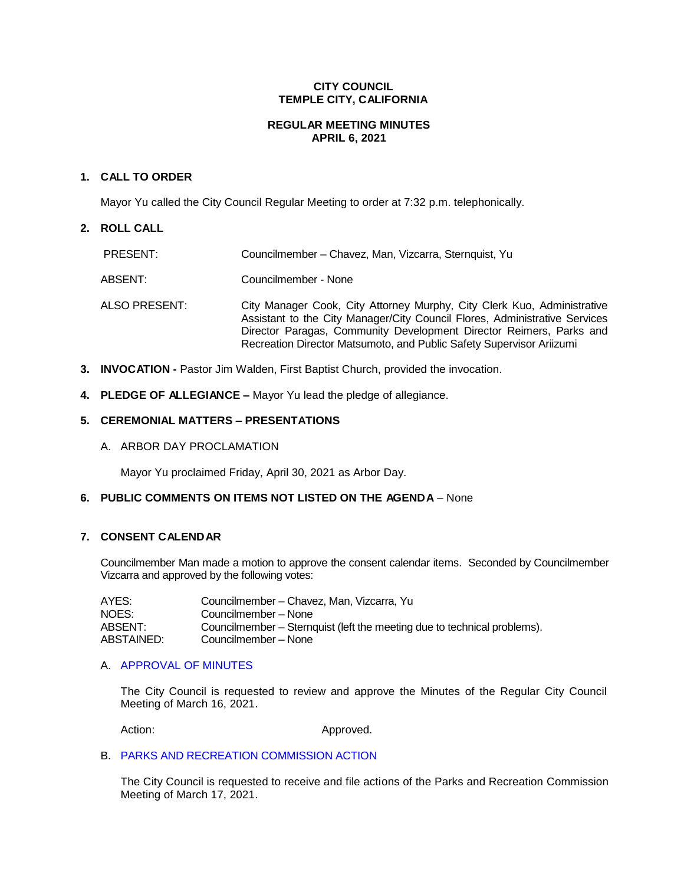**CITY COUNCIL**
**TEMPLE CITY, CALIFORNIA**

**REGULAR MEETING MINUTES**
**APRIL 6, 2021**

## 1. CALL TO ORDER

Mayor Yu called the City Council Regular Meeting to order at 7:32 p.m. telephonically.

## 2. ROLL CALL

| | |
|---|---|
| PRESENT: | Councilmember – Chavez, Man, Vizcarra, Sternquist, Yu |
| ABSENT: | Councilmember - None |
| ALSO PRESENT: | City Manager Cook, City Attorney Murphy, City Clerk Kuo, Administrative Assistant to the City Manager/City Council Flores, Administrative Services Director Paragas, Community Development Director Reimers, Parks and Recreation Director Matsumoto, and Public Safety Supervisor Ariizumi |

## 3. INVOCATION - Pastor Jim Walden, First Baptist Church, provided the invocation.

## 4. PLEDGE OF ALLEGIANCE – Mayor Yu lead the pledge of allegiance.

## 5. CEREMONIAL MATTERS – PRESENTATIONS

A. ARBOR DAY PROCLAMATION

Mayor Yu proclaimed Friday, April 30, 2021 as Arbor Day.

## 6. PUBLIC COMMENTS ON ITEMS NOT LISTED ON THE AGENDA – None

## 7. CONSENT CALENDAR

Councilmember Man made a motion to approve the consent calendar items. Seconded by Councilmember Vizcarra and approved by the following votes:

| | |
|---|---|
| AYES: | Councilmember – Chavez, Man, Vizcarra, Yu |
| NOES: | Councilmember – None |
| ABSENT: | Councilmember – Sternquist (left the meeting due to technical problems). |
| ABSTAINED: | Councilmember – None |

A. APPROVAL OF MINUTES

The City Council is requested to review and approve the Minutes of the Regular City Council Meeting of March 16, 2021.

Action: Approved.

B. PARKS AND RECREATION COMMISSION ACTION

The City Council is requested to receive and file actions of the Parks and Recreation Commission Meeting of March 17, 2021.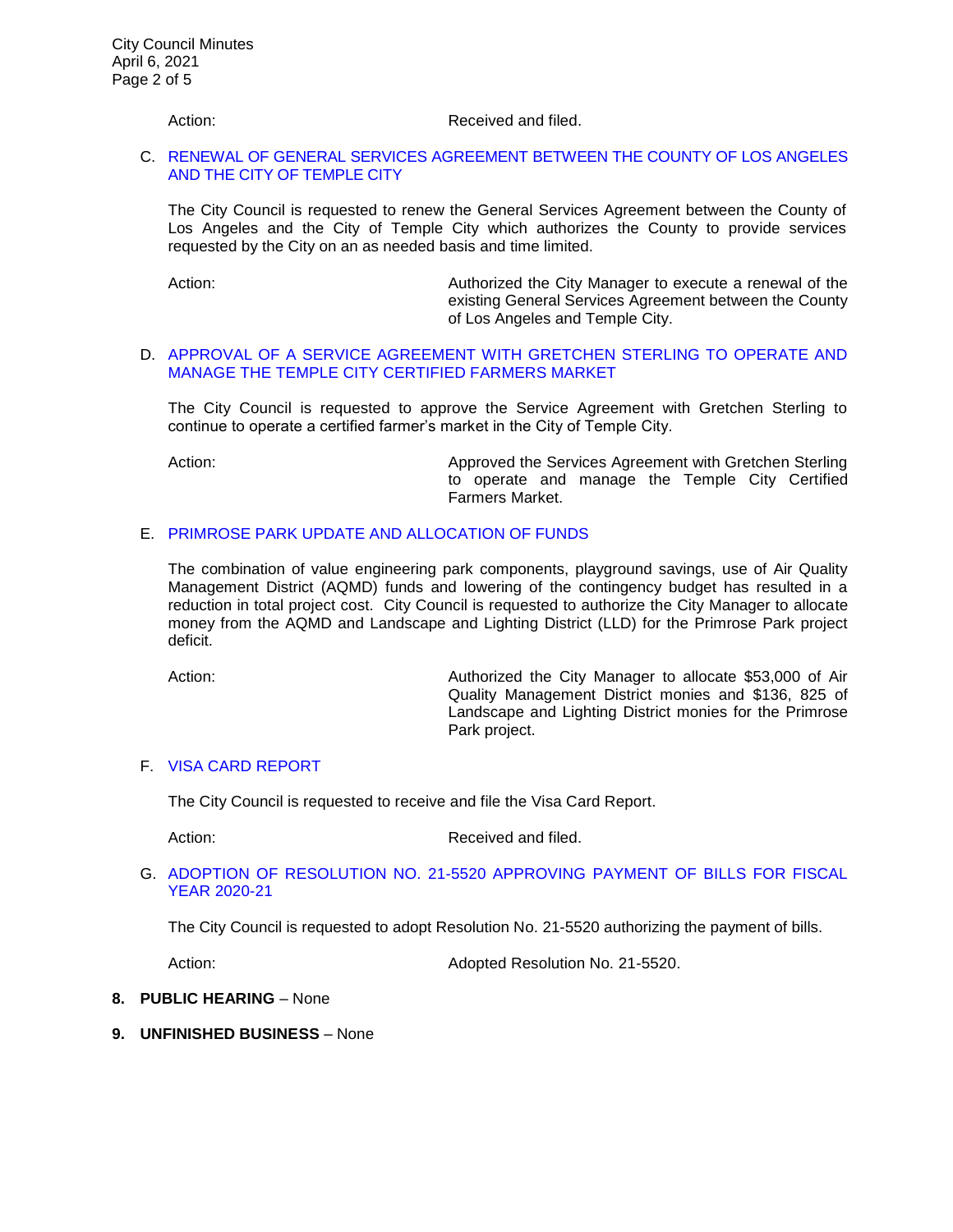Action: Received and filed.

C. RENEWAL OF GENERAL SERVICES AGREEMENT BETWEEN THE COUNTY OF LOS ANGELES AND THE CITY OF TEMPLE CITY

The City Council is requested to renew the General Services Agreement between the County of Los Angeles and the City of Temple City which authorizes the County to provide services requested by the City on an as needed basis and time limited.

Action: Authorized the City Manager to execute a renewal of the existing General Services Agreement between the County of Los Angeles and Temple City.

D. APPROVAL OF A SERVICE AGREEMENT WITH GRETCHEN STERLING TO OPERATE AND MANAGE THE TEMPLE CITY CERTIFIED FARMERS MARKET

The City Council is requested to approve the Service Agreement with Gretchen Sterling to continue to operate a certified farmer's market in the City of Temple City.

Action: Approved the Services Agreement with Gretchen Sterling to operate and manage the Temple City Certified Farmers Market.

E. PRIMROSE PARK UPDATE AND ALLOCATION OF FUNDS

The combination of value engineering park components, playground savings, use of Air Quality Management District (AQMD) funds and lowering of the contingency budget has resulted in a reduction in total project cost. City Council is requested to authorize the City Manager to allocate money from the AQMD and Landscape and Lighting District (LLD) for the Primrose Park project deficit.

Action: Authorized the City Manager to allocate $53,000 of Air Quality Management District monies and $136, 825 of Landscape and Lighting District monies for the Primrose Park project.

F. VISA CARD REPORT

The City Council is requested to receive and file the Visa Card Report.

Action: Received and filed.

G. ADOPTION OF RESOLUTION NO. 21-5520 APPROVING PAYMENT OF BILLS FOR FISCAL YEAR 2020-21

The City Council is requested to adopt Resolution No. 21-5520 authorizing the payment of bills.

Action: Adopted Resolution No. 21-5520.

**8. PUBLIC HEARING** – None

**9. UNFINISHED BUSINESS** – None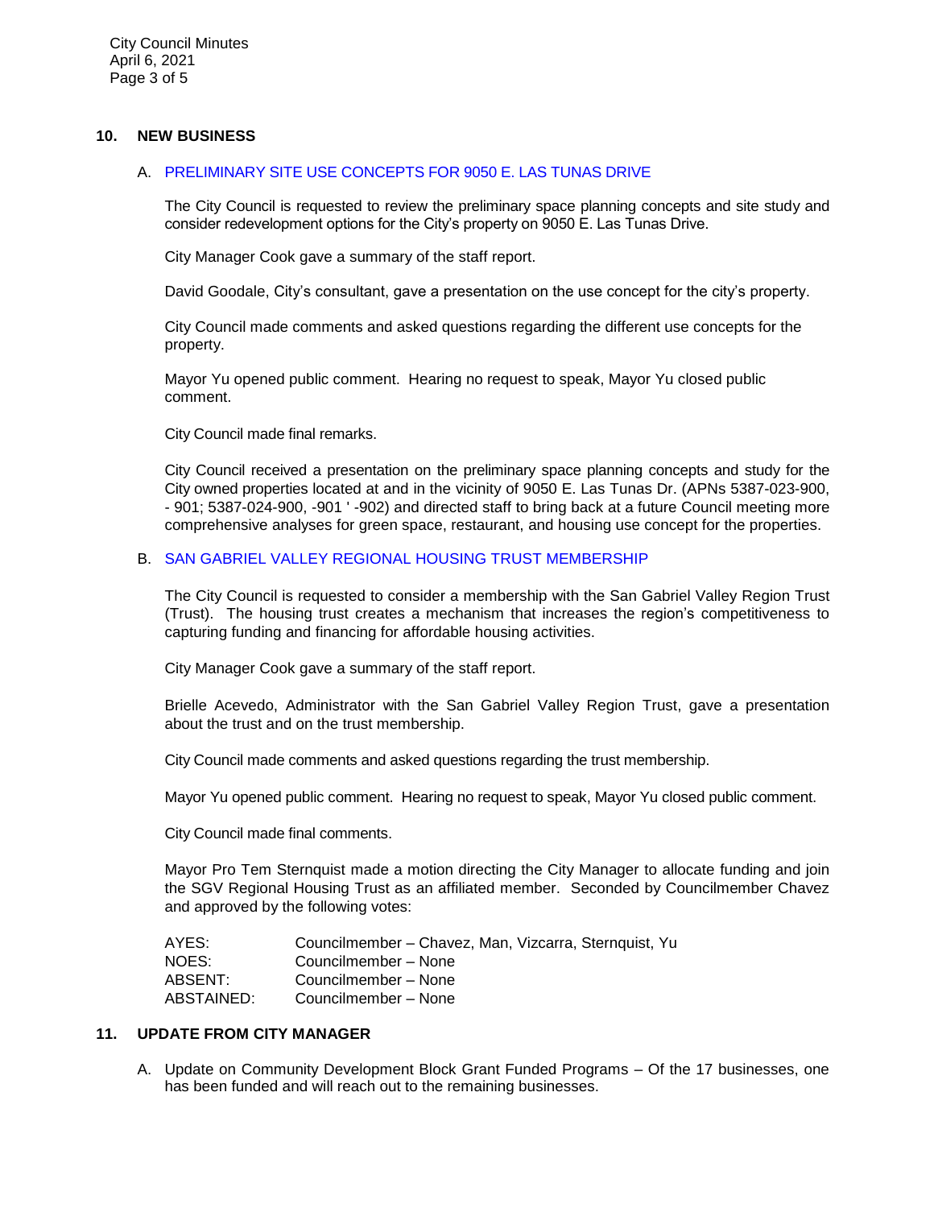## 10. NEW BUSINESS

A. PRELIMINARY SITE USE CONCEPTS FOR 9050 E. LAS TUNAS DRIVE

The City Council is requested to review the preliminary space planning concepts and site study and consider redevelopment options for the City's property on 9050 E. Las Tunas Drive.

City Manager Cook gave a summary of the staff report.

David Goodale, City's consultant, gave a presentation on the use concept for the city's property.

City Council made comments and asked questions regarding the different use concepts for the property.

Mayor Yu opened public comment. Hearing no request to speak, Mayor Yu closed public comment.

City Council made final remarks.

City Council received a presentation on the preliminary space planning concepts and study for the City owned properties located at and in the vicinity of 9050 E. Las Tunas Dr. (APNs 5387-023-900, - 901; 5387-024-900, -901 ' -902) and directed staff to bring back at a future Council meeting more comprehensive analyses for green space, restaurant, and housing use concept for the properties.

B. SAN GABRIEL VALLEY REGIONAL HOUSING TRUST MEMBERSHIP

The City Council is requested to consider a membership with the San Gabriel Valley Region Trust (Trust). The housing trust creates a mechanism that increases the region's competitiveness to capturing funding and financing for affordable housing activities.

City Manager Cook gave a summary of the staff report.

Brielle Acevedo, Administrator with the San Gabriel Valley Region Trust, gave a presentation about the trust and on the trust membership.

City Council made comments and asked questions regarding the trust membership.

Mayor Yu opened public comment. Hearing no request to speak, Mayor Yu closed public comment.

City Council made final comments.

Mayor Pro Tem Sternquist made a motion directing the City Manager to allocate funding and join the SGV Regional Housing Trust as an affiliated member. Seconded by Councilmember Chavez and approved by the following votes:

| | |
|---|---|
| AYES: | Councilmember – Chavez, Man, Vizcarra, Sternquist, Yu |
| NOES: | Councilmember – None |
| ABSENT: | Councilmember – None |
| ABSTAINED: | Councilmember – None |

## 11. UPDATE FROM CITY MANAGER

A. Update on Community Development Block Grant Funded Programs – Of the 17 businesses, one has been funded and will reach out to the remaining businesses.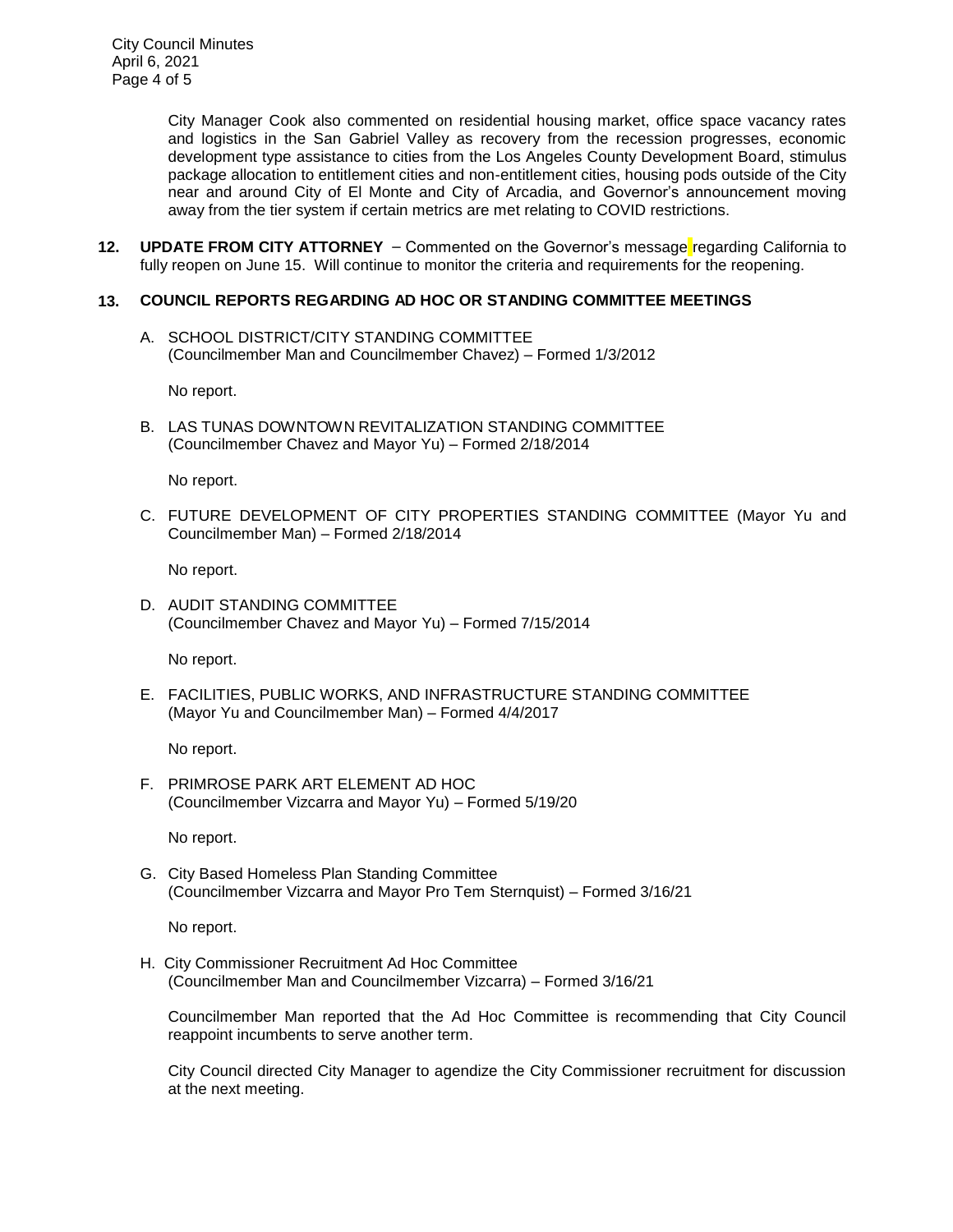City Manager Cook also commented on residential housing market, office space vacancy rates and logistics in the San Gabriel Valley as recovery from the recession progresses, economic development type assistance to cities from the Los Angeles County Development Board, stimulus package allocation to entitlement cities and non-entitlement cities, housing pods outside of the City near and around City of El Monte and City of Arcadia, and Governor's announcement moving away from the tier system if certain metrics are met relating to COVID restrictions.

**12. UPDATE FROM CITY ATTORNEY** – Commented on the Governor's message regarding California to fully reopen on June 15. Will continue to monitor the criteria and requirements for the reopening.

**13. COUNCIL REPORTS REGARDING AD HOC OR STANDING COMMITTEE MEETINGS**

A. SCHOOL DISTRICT/CITY STANDING COMMITTEE
(Councilmember Man and Councilmember Chavez) – Formed 1/3/2012

No report.

B. LAS TUNAS DOWNTOWN REVITALIZATION STANDING COMMITTEE
(Councilmember Chavez and Mayor Yu) – Formed 2/18/2014

No report.

C. FUTURE DEVELOPMENT OF CITY PROPERTIES STANDING COMMITTEE (Mayor Yu and Councilmember Man) – Formed 2/18/2014

No report.

D. AUDIT STANDING COMMITTEE
(Councilmember Chavez and Mayor Yu) – Formed 7/15/2014

No report.

E. FACILITIES, PUBLIC WORKS, AND INFRASTRUCTURE STANDING COMMITTEE
(Mayor Yu and Councilmember Man) – Formed 4/4/2017

No report.

F. PRIMROSE PARK ART ELEMENT AD HOC
(Councilmember Vizcarra and Mayor Yu) – Formed 5/19/20

No report.

G. City Based Homeless Plan Standing Committee
(Councilmember Vizcarra and Mayor Pro Tem Sternquist) – Formed 3/16/21

No report.

H. City Commissioner Recruitment Ad Hoc Committee
(Councilmember Man and Councilmember Vizcarra) – Formed 3/16/21

Councilmember Man reported that the Ad Hoc Committee is recommending that City Council reappoint incumbents to serve another term.

City Council directed City Manager to agendize the City Commissioner recruitment for discussion at the next meeting.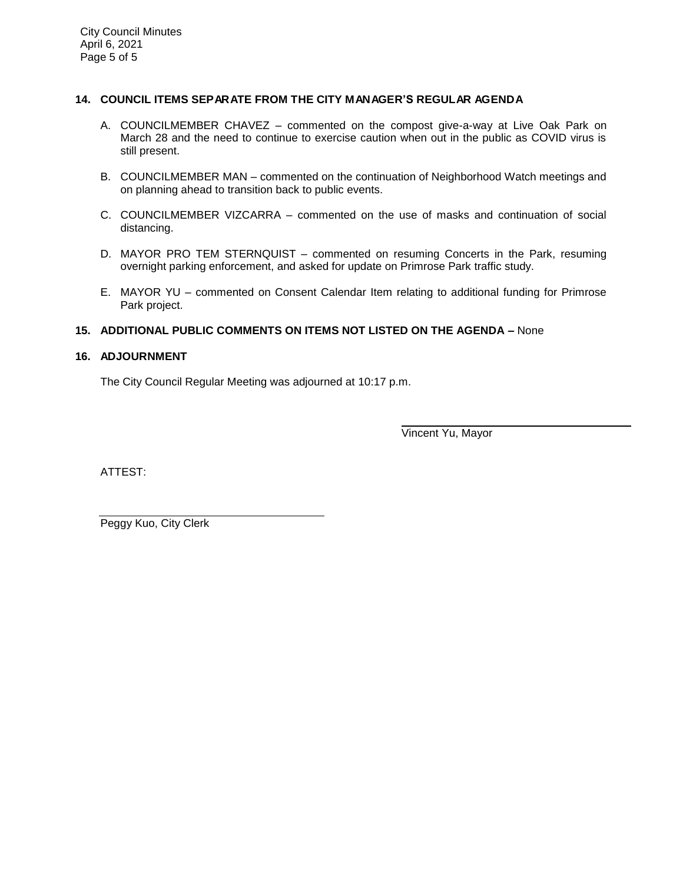**14. COUNCIL ITEMS SEPARATE FROM THE CITY MANAGER'S REGULAR AGENDA**

A. COUNCILMEMBER CHAVEZ – commented on the compost give-a-way at Live Oak Park on March 28 and the need to continue to exercise caution when out in the public as COVID virus is still present.

B. COUNCILMEMBER MAN – commented on the continuation of Neighborhood Watch meetings and on planning ahead to transition back to public events.

C. COUNCILMEMBER VIZCARRA – commented on the use of masks and continuation of social distancing.

D. MAYOR PRO TEM STERNQUIST – commented on resuming Concerts in the Park, resuming overnight parking enforcement, and asked for update on Primrose Park traffic study.

E. MAYOR YU – commented on Consent Calendar Item relating to additional funding for Primrose Park project.

**15. ADDITIONAL PUBLIC COMMENTS ON ITEMS NOT LISTED ON THE AGENDA –** None

**16. ADJOURNMENT**

The City Council Regular Meeting was adjourned at 10:17 p.m.

Vincent Yu, Mayor

ATTEST:

Peggy Kuo, City Clerk